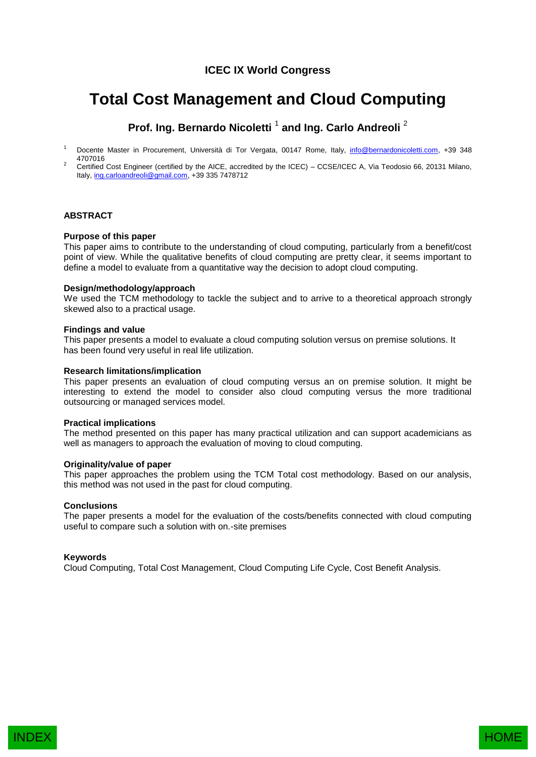**ICEC IX World Congress**

# Total Cost Management and Cloud Computing

**Prof. Ing. Bernardo Nicoletti** [1] **and Ing. Carlo Andreoli** [2]

[1] Docente Master in Procurement, Università di Tor Vergata, 00147 Rome, Italy, info@bernardonicoletti.com, +39 348 4707016

[2] Certified Cost Engineer (certified by the AICE, accredited by the ICEC) – CCSE/ICEC A, Via Teodosio 66, 20131 Milano, Italy, ing.carloandreoli@gmail.com, +39 335 7478712

## ABSTRACT

### Purpose of this paper

This paper aims to contribute to the understanding of cloud computing, particularly from a benefit/cost point of view. While the qualitative benefits of cloud computing are pretty clear, it seems important to define a model to evaluate from a quantitative way the decision to adopt cloud computing.

### Design/methodology/approach

We used the TCM methodology to tackle the subject and to arrive to a theoretical approach strongly skewed also to a practical usage.

### Findings and value

This paper presents a model to evaluate a cloud computing solution versus on premise solutions. It has been found very useful in real life utilization.

### Research limitations/implication

This paper presents an evaluation of cloud computing versus an on premise solution. It might be interesting to extend the model to consider also cloud computing versus the more traditional outsourcing or managed services model.

### Practical implications

The method presented on this paper has many practical utilization and can support academicians as well as managers to approach the evaluation of moving to cloud computing.

### Originality/value of paper

This paper approaches the problem using the TCM Total cost methodology. Based on our analysis, this method was not used in the past for cloud computing.

### Conclusions

The paper presents a model for the evaluation of the costs/benefits connected with cloud computing useful to compare such a solution with on.-site premises

### Keywords

Cloud Computing, Total Cost Management, Cloud Computing Life Cycle, Cost Benefit Analysis.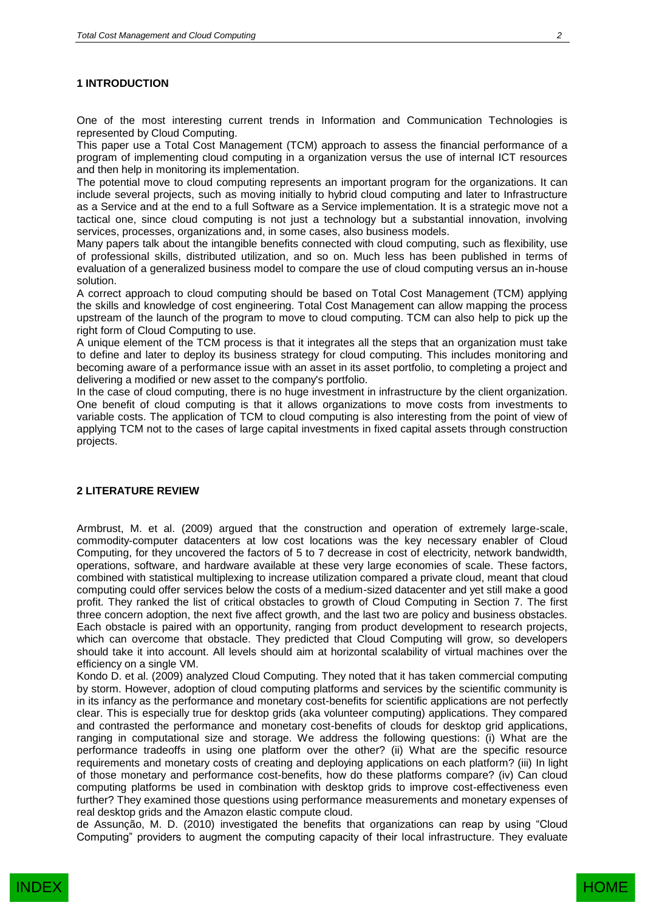## 1 INTRODUCTION

One of the most interesting current trends in Information and Communication Technologies is represented by Cloud Computing.

This paper use a Total Cost Management (TCM) approach to assess the financial performance of a program of implementing cloud computing in a organization versus the use of internal ICT resources and then help in monitoring its implementation.

The potential move to cloud computing represents an important program for the organizations. It can include several projects, such as moving initially to hybrid cloud computing and later to Infrastructure as a Service and at the end to a full Software as a Service implementation. It is a strategic move not a tactical one, since cloud computing is not just a technology but a substantial innovation, involving services, processes, organizations and, in some cases, also business models.

Many papers talk about the intangible benefits connected with cloud computing, such as flexibility, use of professional skills, distributed utilization, and so on. Much less has been published in terms of evaluation of a generalized business model to compare the use of cloud computing versus an in-house solution.

A correct approach to cloud computing should be based on Total Cost Management (TCM) applying the skills and knowledge of cost engineering. Total Cost Management can allow mapping the process upstream of the launch of the program to move to cloud computing. TCM can also help to pick up the right form of Cloud Computing to use.

A unique element of the TCM process is that it integrates all the steps that an organization must take to define and later to deploy its business strategy for cloud computing. This includes monitoring and becoming aware of a performance issue with an asset in its asset portfolio, to completing a project and delivering a modified or new asset to the company's portfolio.

In the case of cloud computing, there is no huge investment in infrastructure by the client organization. One benefit of cloud computing is that it allows organizations to move costs from investments to variable costs. The application of TCM to cloud computing is also interesting from the point of view of applying TCM not to the cases of large capital investments in fixed capital assets through construction projects.

## 2 LITERATURE REVIEW

Armbrust, M. et al. (2009) argued that the construction and operation of extremely large-scale, commodity-computer datacenters at low cost locations was the key necessary enabler of Cloud Computing, for they uncovered the factors of 5 to 7 decrease in cost of electricity, network bandwidth, operations, software, and hardware available at these very large economies of scale. These factors, combined with statistical multiplexing to increase utilization compared a private cloud, meant that cloud computing could offer services below the costs of a medium-sized datacenter and yet still make a good profit. They ranked the list of critical obstacles to growth of Cloud Computing in Section 7. The first three concern adoption, the next five affect growth, and the last two are policy and business obstacles. Each obstacle is paired with an opportunity, ranging from product development to research projects, which can overcome that obstacle. They predicted that Cloud Computing will grow, so developers should take it into account. All levels should aim at horizontal scalability of virtual machines over the efficiency on a single VM.

Kondo D. et al. (2009) analyzed Cloud Computing. They noted that it has taken commercial computing by storm. However, adoption of cloud computing platforms and services by the scientific community is in its infancy as the performance and monetary cost-benefits for scientific applications are not perfectly clear. This is especially true for desktop grids (aka volunteer computing) applications. They compared and contrasted the performance and monetary cost-benefits of clouds for desktop grid applications, ranging in computational size and storage. We address the following questions: (i) What are the performance tradeoffs in using one platform over the other? (ii) What are the specific resource requirements and monetary costs of creating and deploying applications on each platform? (iii) In light of those monetary and performance cost-benefits, how do these platforms compare? (iv) Can cloud computing platforms be used in combination with desktop grids to improve cost-effectiveness even further? They examined those questions using performance measurements and monetary expenses of real desktop grids and the Amazon elastic compute cloud.

de Assunção, M. D. (2010) investigated the benefits that organizations can reap by using "Cloud Computing" providers to augment the computing capacity of their local infrastructure. They evaluate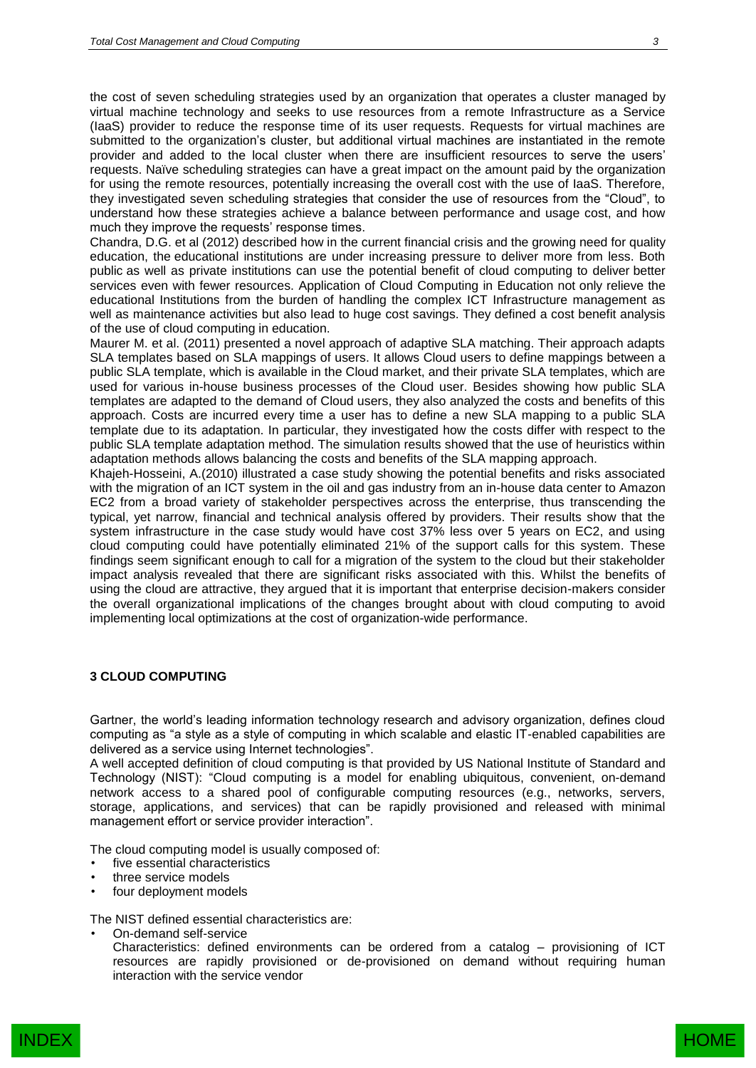the cost of seven scheduling strategies used by an organization that operates a cluster managed by virtual machine technology and seeks to use resources from a remote Infrastructure as a Service (IaaS) provider to reduce the response time of its user requests. Requests for virtual machines are submitted to the organization's cluster, but additional virtual machines are instantiated in the remote provider and added to the local cluster when there are insufficient resources to serve the users' requests. Naïve scheduling strategies can have a great impact on the amount paid by the organization for using the remote resources, potentially increasing the overall cost with the use of IaaS. Therefore, they investigated seven scheduling strategies that consider the use of resources from the "Cloud", to understand how these strategies achieve a balance between performance and usage cost, and how much they improve the requests' response times.

Chandra, D.G. et al (2012) described how in the current financial crisis and the growing need for quality education, the educational institutions are under increasing pressure to deliver more from less. Both public as well as private institutions can use the potential benefit of cloud computing to deliver better services even with fewer resources. Application of Cloud Computing in Education not only relieve the educational Institutions from the burden of handling the complex ICT Infrastructure management as well as maintenance activities but also lead to huge cost savings. They defined a cost benefit analysis of the use of cloud computing in education.

Maurer M. et al. (2011) presented a novel approach of adaptive SLA matching. Their approach adapts SLA templates based on SLA mappings of users. It allows Cloud users to define mappings between a public SLA template, which is available in the Cloud market, and their private SLA templates, which are used for various in-house business processes of the Cloud user. Besides showing how public SLA templates are adapted to the demand of Cloud users, they also analyzed the costs and benefits of this approach. Costs are incurred every time a user has to define a new SLA mapping to a public SLA template due to its adaptation. In particular, they investigated how the costs differ with respect to the public SLA template adaptation method. The simulation results showed that the use of heuristics within adaptation methods allows balancing the costs and benefits of the SLA mapping approach.

Khajeh-Hosseini, A.(2010) illustrated a case study showing the potential benefits and risks associated with the migration of an ICT system in the oil and gas industry from an in-house data center to Amazon EC2 from a broad variety of stakeholder perspectives across the enterprise, thus transcending the typical, yet narrow, financial and technical analysis offered by providers. Their results show that the system infrastructure in the case study would have cost 37% less over 5 years on EC2, and using cloud computing could have potentially eliminated 21% of the support calls for this system. These findings seem significant enough to call for a migration of the system to the cloud but their stakeholder impact analysis revealed that there are significant risks associated with this. Whilst the benefits of using the cloud are attractive, they argued that it is important that enterprise decision-makers consider the overall organizational implications of the changes brought about with cloud computing to avoid implementing local optimizations at the cost of organization-wide performance.

## 3 CLOUD COMPUTING

Gartner, the world's leading information technology research and advisory organization, defines cloud computing as "a style as a style of computing in which scalable and elastic IT-enabled capabilities are delivered as a service using Internet technologies".

A well accepted definition of cloud computing is that provided by US National Institute of Standard and Technology (NIST): "Cloud computing is a model for enabling ubiquitous, convenient, on-demand network access to a shared pool of configurable computing resources (e.g., networks, servers, storage, applications, and services) that can be rapidly provisioned and released with minimal management effort or service provider interaction".

The cloud computing model is usually composed of:

- five essential characteristics
- three service models
- four deployment models

The NIST defined essential characteristics are:

- On-demand self-service

  Characteristics: defined environments can be ordered from a catalog – provisioning of ICT resources are rapidly provisioned or de-provisioned on demand without requiring human interaction with the service vendor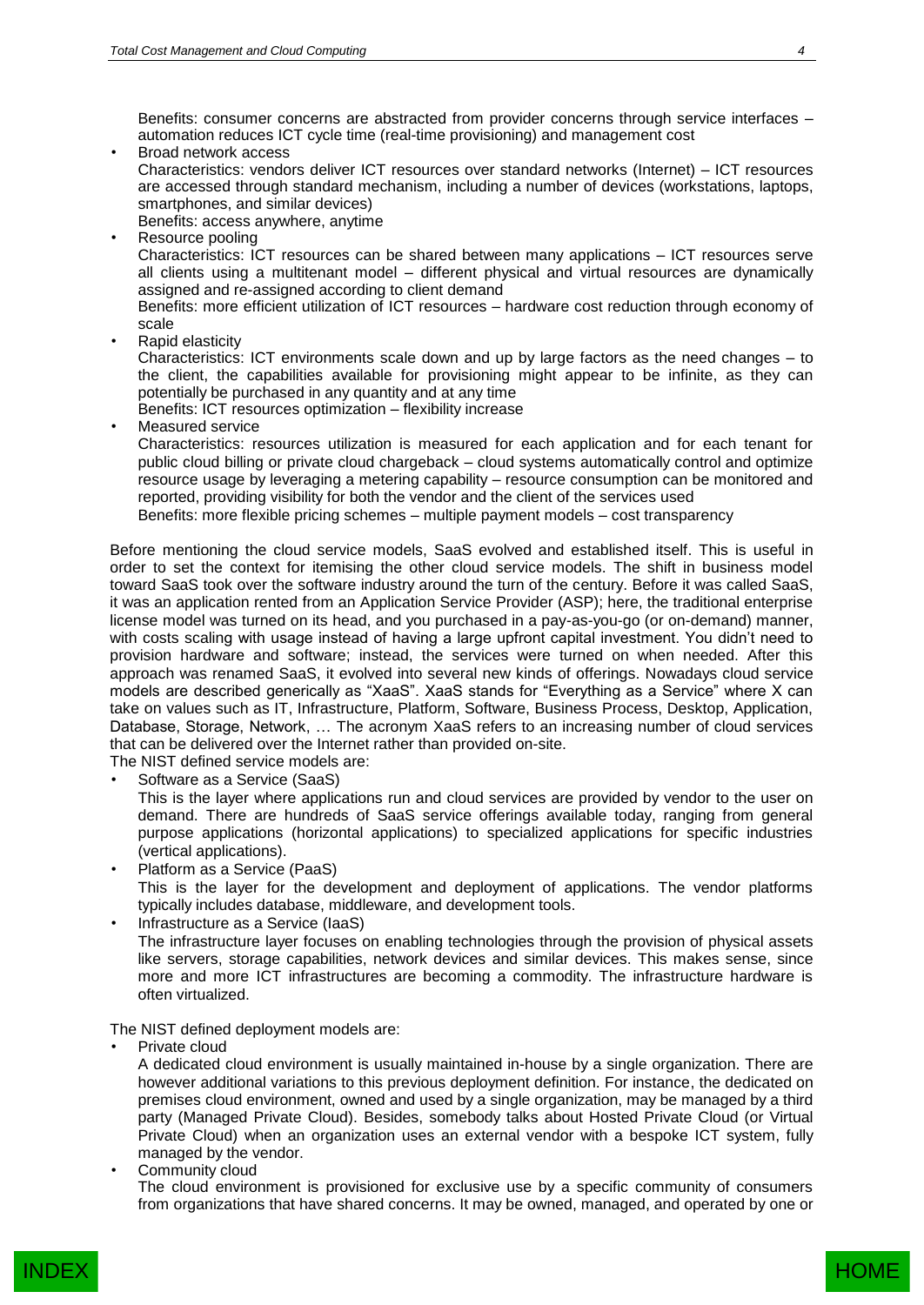Benefits: consumer concerns are abstracted from provider concerns through service interfaces – automation reduces ICT cycle time (real-time provisioning) and management cost

- Broad network access
  Characteristics: vendors deliver ICT resources over standard networks (Internet) – ICT resources are accessed through standard mechanism, including a number of devices (workstations, laptops, smartphones, and similar devices)
  Benefits: access anywhere, anytime
- Resource pooling
  Characteristics: ICT resources can be shared between many applications – ICT resources serve all clients using a multitenant model – different physical and virtual resources are dynamically assigned and re-assigned according to client demand
  Benefits: more efficient utilization of ICT resources – hardware cost reduction through economy of scale
- Rapid elasticity
  Characteristics: ICT environments scale down and up by large factors as the need changes – to the client, the capabilities available for provisioning might appear to be infinite, as they can potentially be purchased in any quantity and at any time
  Benefits: ICT resources optimization – flexibility increase
- Measured service
  Characteristics: resources utilization is measured for each application and for each tenant for public cloud billing or private cloud chargeback – cloud systems automatically control and optimize resource usage by leveraging a metering capability – resource consumption can be monitored and reported, providing visibility for both the vendor and the client of the services used
  Benefits: more flexible pricing schemes – multiple payment models – cost transparency

Before mentioning the cloud service models, SaaS evolved and established itself. This is useful in order to set the context for itemising the other cloud service models. The shift in business model toward SaaS took over the software industry around the turn of the century. Before it was called SaaS, it was an application rented from an Application Service Provider (ASP); here, the traditional enterprise license model was turned on its head, and you purchased in a pay-as-you-go (or on-demand) manner, with costs scaling with usage instead of having a large upfront capital investment. You didn't need to provision hardware and software; instead, the services were turned on when needed. After this approach was renamed SaaS, it evolved into several new kinds of offerings. Nowadays cloud service models are described generically as "XaaS". XaaS stands for "Everything as a Service" where X can take on values such as IT, Infrastructure, Platform, Software, Business Process, Desktop, Application, Database, Storage, Network, … The acronym XaaS refers to an increasing number of cloud services that can be delivered over the Internet rather than provided on-site.
The NIST defined service models are:

- Software as a Service (SaaS)
  This is the layer where applications run and cloud services are provided by vendor to the user on demand. There are hundreds of SaaS service offerings available today, ranging from general purpose applications (horizontal applications) to specialized applications for specific industries (vertical applications).
- Platform as a Service (PaaS)
  This is the layer for the development and deployment of applications. The vendor platforms typically includes database, middleware, and development tools.
- Infrastructure as a Service (IaaS)
  The infrastructure layer focuses on enabling technologies through the provision of physical assets like servers, storage capabilities, network devices and similar devices. This makes sense, since more and more ICT infrastructures are becoming a commodity. The infrastructure hardware is often virtualized.

The NIST defined deployment models are:

- Private cloud
  A dedicated cloud environment is usually maintained in-house by a single organization. There are however additional variations to this previous deployment definition. For instance, the dedicated on premises cloud environment, owned and used by a single organization, may be managed by a third party (Managed Private Cloud). Besides, somebody talks about Hosted Private Cloud (or Virtual Private Cloud) when an organization uses an external vendor with a bespoke ICT system, fully managed by the vendor.
- Community cloud
  The cloud environment is provisioned for exclusive use by a specific community of consumers from organizations that have shared concerns. It may be owned, managed, and operated by one or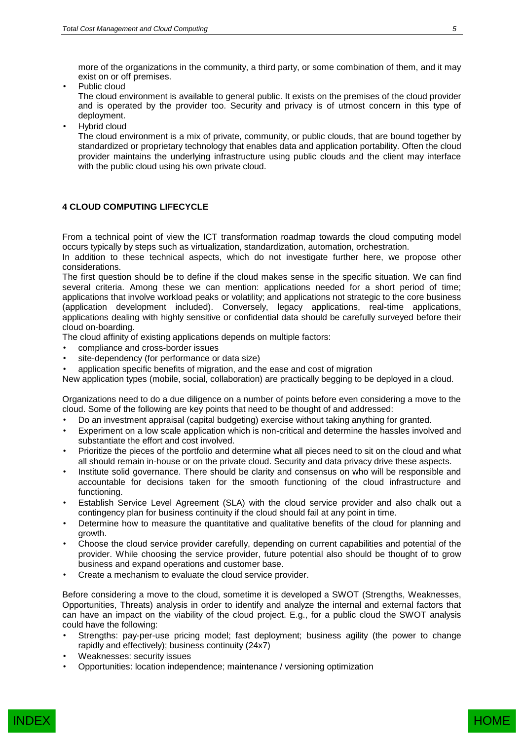more of the organizations in the community, a third party, or some combination of them, and it may exist on or off premises.

- Public cloud
  The cloud environment is available to general public. It exists on the premises of the cloud provider and is operated by the provider too. Security and privacy is of utmost concern in this type of deployment.
- Hybrid cloud
  The cloud environment is a mix of private, community, or public clouds, that are bound together by standardized or proprietary technology that enables data and application portability. Often the cloud provider maintains the underlying infrastructure using public clouds and the client may interface with the public cloud using his own private cloud.

## 4 CLOUD COMPUTING LIFECYCLE

From a technical point of view the ICT transformation roadmap towards the cloud computing model occurs typically by steps such as virtualization, standardization, automation, orchestration.

In addition to these technical aspects, which do not investigate further here, we propose other considerations.

The first question should be to define if the cloud makes sense in the specific situation. We can find several criteria. Among these we can mention: applications needed for a short period of time; applications that involve workload peaks or volatility; and applications not strategic to the core business (application development included). Conversely, legacy applications, real-time applications, applications dealing with highly sensitive or confidential data should be carefully surveyed before their cloud on-boarding.

The cloud affinity of existing applications depends on multiple factors:

- compliance and cross-border issues
- site-dependency (for performance or data size)
- application specific benefits of migration, and the ease and cost of migration

New application types (mobile, social, collaboration) are practically begging to be deployed in a cloud.

Organizations need to do a due diligence on a number of points before even considering a move to the cloud. Some of the following are key points that need to be thought of and addressed:

- Do an investment appraisal (capital budgeting) exercise without taking anything for granted.
- Experiment on a low scale application which is non-critical and determine the hassles involved and substantiate the effort and cost involved.
- Prioritize the pieces of the portfolio and determine what all pieces need to sit on the cloud and what all should remain in-house or on the private cloud. Security and data privacy drive these aspects.
- Institute solid governance. There should be clarity and consensus on who will be responsible and accountable for decisions taken for the smooth functioning of the cloud infrastructure and functioning.
- Establish Service Level Agreement (SLA) with the cloud service provider and also chalk out a contingency plan for business continuity if the cloud should fail at any point in time.
- Determine how to measure the quantitative and qualitative benefits of the cloud for planning and growth.
- Choose the cloud service provider carefully, depending on current capabilities and potential of the provider. While choosing the service provider, future potential also should be thought of to grow business and expand operations and customer base.
- Create a mechanism to evaluate the cloud service provider.

Before considering a move to the cloud, sometime it is developed a SWOT (Strengths, Weaknesses, Opportunities, Threats) analysis in order to identify and analyze the internal and external factors that can have an impact on the viability of the cloud project. E.g., for a public cloud the SWOT analysis could have the following:

- Strengths: pay-per-use pricing model; fast deployment; business agility (the power to change rapidly and effectively); business continuity (24x7)
- Weaknesses: security issues
- Opportunities: location independence; maintenance / versioning optimization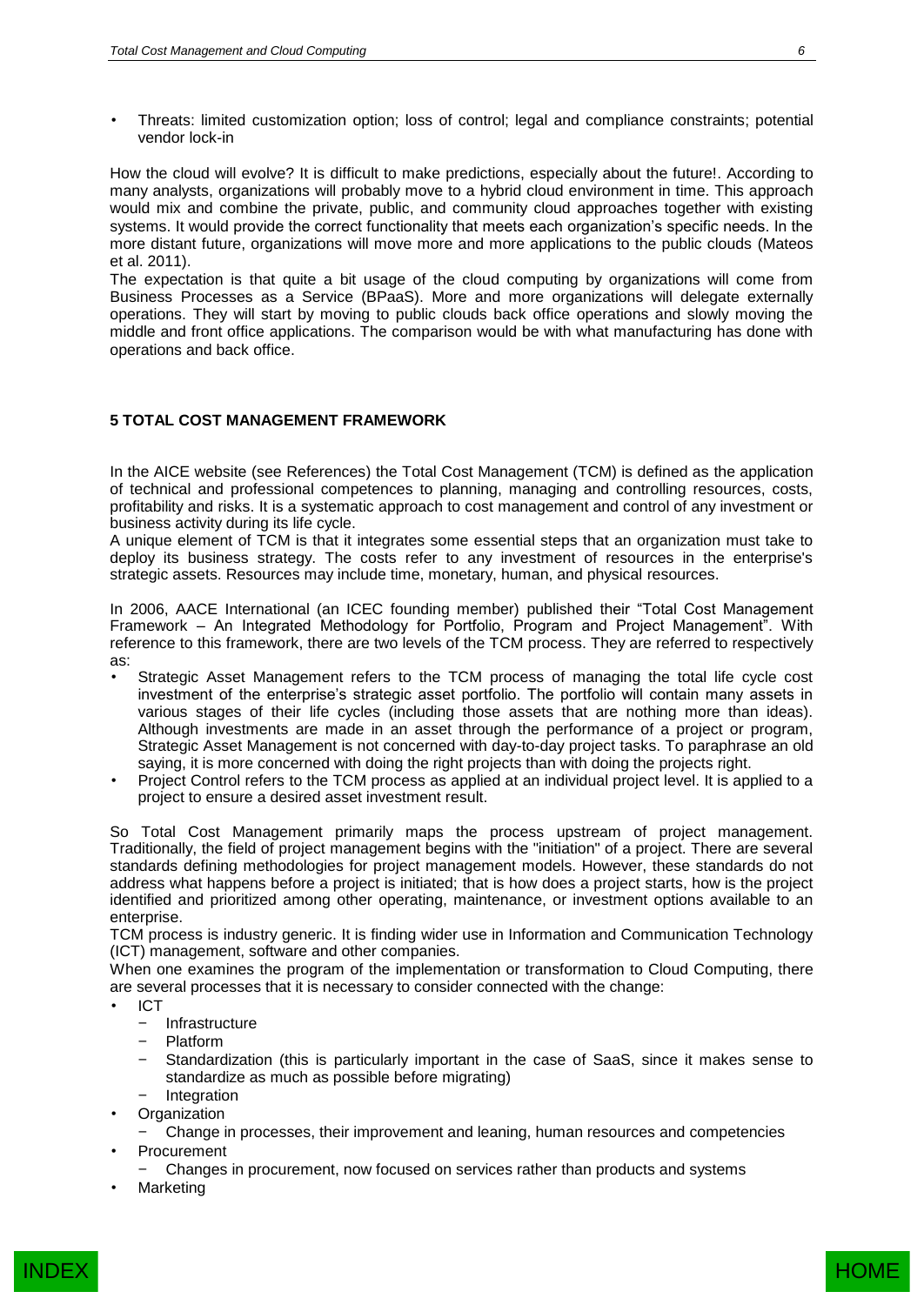- Threats: limited customization option; loss of control; legal and compliance constraints; potential vendor lock-in

How the cloud will evolve? It is difficult to make predictions, especially about the future!. According to many analysts, organizations will probably move to a hybrid cloud environment in time. This approach would mix and combine the private, public, and community cloud approaches together with existing systems. It would provide the correct functionality that meets each organization's specific needs. In the more distant future, organizations will move more and more applications to the public clouds (Mateos et al. 2011).

The expectation is that quite a bit usage of the cloud computing by organizations will come from Business Processes as a Service (BPaaS). More and more organizations will delegate externally operations. They will start by moving to public clouds back office operations and slowly moving the middle and front office applications. The comparison would be with what manufacturing has done with operations and back office.

## 5 TOTAL COST MANAGEMENT FRAMEWORK

In the AICE website (see References) the Total Cost Management (TCM) is defined as the application of technical and professional competences to planning, managing and controlling resources, costs, profitability and risks. It is a systematic approach to cost management and control of any investment or business activity during its life cycle.

A unique element of TCM is that it integrates some essential steps that an organization must take to deploy its business strategy. The costs refer to any investment of resources in the enterprise's strategic assets. Resources may include time, monetary, human, and physical resources.

In 2006, AACE International (an ICEC founding member) published their "Total Cost Management Framework – An Integrated Methodology for Portfolio, Program and Project Management". With reference to this framework, there are two levels of the TCM process. They are referred to respectively as:

- Strategic Asset Management refers to the TCM process of managing the total life cycle cost investment of the enterprise's strategic asset portfolio. The portfolio will contain many assets in various stages of their life cycles (including those assets that are nothing more than ideas). Although investments are made in an asset through the performance of a project or program, Strategic Asset Management is not concerned with day-to-day project tasks. To paraphrase an old saying, it is more concerned with doing the right projects than with doing the projects right.
- Project Control refers to the TCM process as applied at an individual project level. It is applied to a project to ensure a desired asset investment result.

So Total Cost Management primarily maps the process upstream of project management. Traditionally, the field of project management begins with the "initiation" of a project. There are several standards defining methodologies for project management models. However, these standards do not address what happens before a project is initiated; that is how does a project starts, how is the project identified and prioritized among other operating, maintenance, or investment options available to an enterprise.

TCM process is industry generic. It is finding wider use in Information and Communication Technology (ICT) management, software and other companies.

When one examines the program of the implementation or transformation to Cloud Computing, there are several processes that it is necessary to consider connected with the change:

- ICT
  - Infrastructure
  - Platform
  - Standardization (this is particularly important in the case of SaaS, since it makes sense to standardize as much as possible before migrating)
  - Integration
- Organization
  - Change in processes, their improvement and leaning, human resources and competencies
- Procurement
  - Changes in procurement, now focused on services rather than products and systems
- Marketing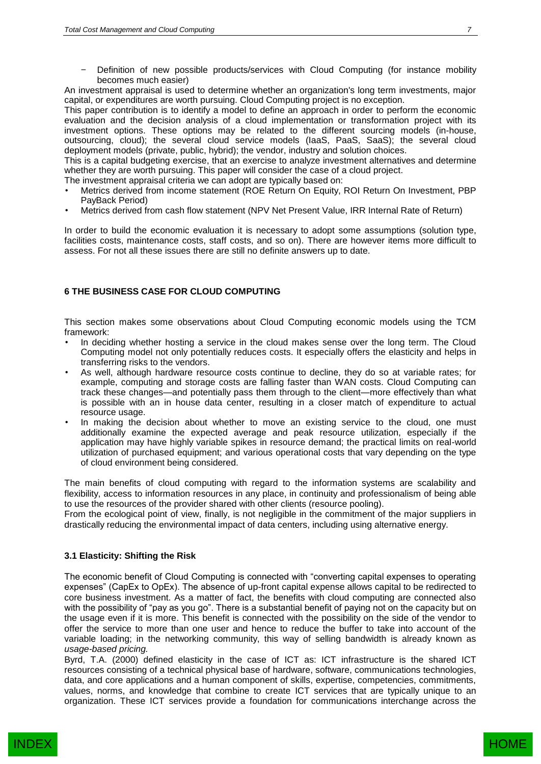- Definition of new possible products/services with Cloud Computing (for instance mobility becomes much easier)

An investment appraisal is used to determine whether an organization's long term investments, major capital, or expenditures are worth pursuing. Cloud Computing project is no exception.

This paper contribution is to identify a model to define an approach in order to perform the economic evaluation and the decision analysis of a cloud implementation or transformation project with its investment options. These options may be related to the different sourcing models (in-house, outsourcing, cloud); the several cloud service models (IaaS, PaaS, SaaS); the several cloud deployment models (private, public, hybrid); the vendor, industry and solution choices.

This is a capital budgeting exercise, that an exercise to analyze investment alternatives and determine whether they are worth pursuing. This paper will consider the case of a cloud project.

The investment appraisal criteria we can adopt are typically based on:

- Metrics derived from income statement (ROE Return On Equity, ROI Return On Investment, PBP PayBack Period)
- Metrics derived from cash flow statement (NPV Net Present Value, IRR Internal Rate of Return)

In order to build the economic evaluation it is necessary to adopt some assumptions (solution type, facilities costs, maintenance costs, staff costs, and so on). There are however items more difficult to assess. For not all these issues there are still no definite answers up to date.

## 6 THE BUSINESS CASE FOR CLOUD COMPUTING

This section makes some observations about Cloud Computing economic models using the TCM framework:

- In deciding whether hosting a service in the cloud makes sense over the long term. The Cloud Computing model not only potentially reduces costs. It especially offers the elasticity and helps in transferring risks to the vendors.
- As well, although hardware resource costs continue to decline, they do so at variable rates; for example, computing and storage costs are falling faster than WAN costs. Cloud Computing can track these changes—and potentially pass them through to the client—more effectively than what is possible with an in house data center, resulting in a closer match of expenditure to actual resource usage.
- In making the decision about whether to move an existing service to the cloud, one must additionally examine the expected average and peak resource utilization, especially if the application may have highly variable spikes in resource demand; the practical limits on real-world utilization of purchased equipment; and various operational costs that vary depending on the type of cloud environment being considered.

The main benefits of cloud computing with regard to the information systems are scalability and flexibility, access to information resources in any place, in continuity and professionalism of being able to use the resources of the provider shared with other clients (resource pooling).

From the ecological point of view, finally, is not negligible in the commitment of the major suppliers in drastically reducing the environmental impact of data centers, including using alternative energy.

### 3.1 Elasticity: Shifting the Risk

The economic benefit of Cloud Computing is connected with “converting capital expenses to operating expenses” (CapEx to OpEx). The absence of up-front capital expense allows capital to be redirected to core business investment. As a matter of fact, the benefits with cloud computing are connected also with the possibility of “pay as you go”. There is a substantial benefit of paying not on the capacity but on the usage even if it is more. This benefit is connected with the possibility on the side of the vendor to offer the service to more than one user and hence to reduce the buffer to take into account of the variable loading; in the networking community, this way of selling bandwidth is already known as *usage-based pricing.*

Byrd, T.A. (2000) defined elasticity in the case of ICT as: ICT infrastructure is the shared ICT resources consisting of a technical physical base of hardware, software, communications technologies, data, and core applications and a human component of skills, expertise, competencies, commitments, values, norms, and knowledge that combine to create ICT services that are typically unique to an organization. These ICT services provide a foundation for communications interchange across the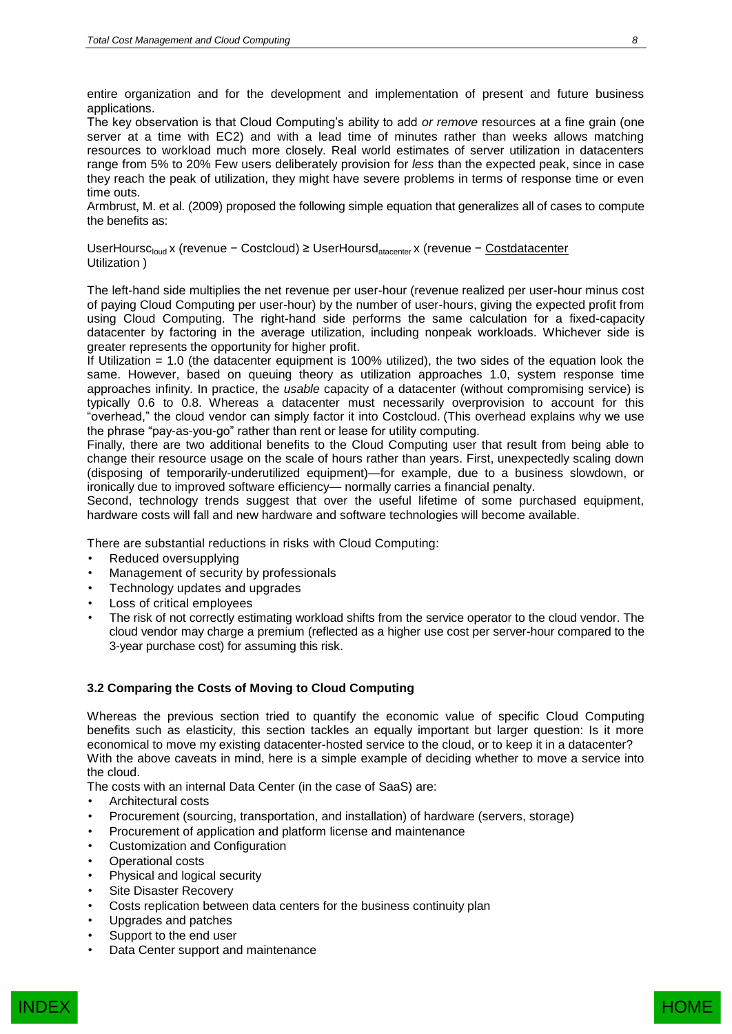entire organization and for the development and implementation of present and future business applications.

The key observation is that Cloud Computing's ability to add *or remove* resources at a fine grain (one server at a time with EC2) and with a lead time of minutes rather than weeks allows matching resources to workload much more closely. Real world estimates of server utilization in datacenters range from 5% to 20% Few users deliberately provision for *less* than the expected peak, since in case they reach the peak of utilization, they might have severe problems in terms of response time or even time outs.

Armbrust, M. et al. (2009) proposed the following simple equation that generalizes all of cases to compute the benefits as:

$$UserHours_{cloud} \times (revenue - Cost_{cloud}) \geq UserHours_{datacenter} \times \left(revenue - \frac{Cost_{datacenter}}{Utilization}\right)$$

The left-hand side multiplies the net revenue per user-hour (revenue realized per user-hour minus cost of paying Cloud Computing per user-hour) by the number of user-hours, giving the expected profit from using Cloud Computing. The right-hand side performs the same calculation for a fixed-capacity datacenter by factoring in the average utilization, including nonpeak workloads. Whichever side is greater represents the opportunity for higher profit.

If Utilization = 1.0 (the datacenter equipment is 100% utilized), the two sides of the equation look the same. However, based on queuing theory as utilization approaches 1.0, system response time approaches infinity. In practice, the *usable* capacity of a datacenter (without compromising service) is typically 0.6 to 0.8. Whereas a datacenter must necessarily overprovision to account for this "overhead," the cloud vendor can simply factor it into Costcloud. (This overhead explains why we use the phrase "pay-as-you-go" rather than rent or lease for utility computing.

Finally, there are two additional benefits to the Cloud Computing user that result from being able to change their resource usage on the scale of hours rather than years. First, unexpectedly scaling down (disposing of temporarily-underutilized equipment)—for example, due to a business slowdown, or ironically due to improved software efficiency— normally carries a financial penalty.

Second, technology trends suggest that over the useful lifetime of some purchased equipment, hardware costs will fall and new hardware and software technologies will become available.

There are substantial reductions in risks with Cloud Computing:

- Reduced oversupplying
- Management of security by professionals
- Technology updates and upgrades
- Loss of critical employees
- The risk of not correctly estimating workload shifts from the service operator to the cloud vendor. The cloud vendor may charge a premium (reflected as a higher use cost per server-hour compared to the 3-year purchase cost) for assuming this risk.

### 3.2 Comparing the Costs of Moving to Cloud Computing

Whereas the previous section tried to quantify the economic value of specific Cloud Computing benefits such as elasticity, this section tackles an equally important but larger question: Is it more economical to move my existing datacenter-hosted service to the cloud, or to keep it in a datacenter?

With the above caveats in mind, here is a simple example of deciding whether to move a service into the cloud.

The costs with an internal Data Center (in the case of SaaS) are:

- Architectural costs
- Procurement (sourcing, transportation, and installation) of hardware (servers, storage)
- Procurement of application and platform license and maintenance
- Customization and Configuration
- Operational costs
- Physical and logical security
- Site Disaster Recovery
- Costs replication between data centers for the business continuity plan
- Upgrades and patches
- Support to the end user
- Data Center support and maintenance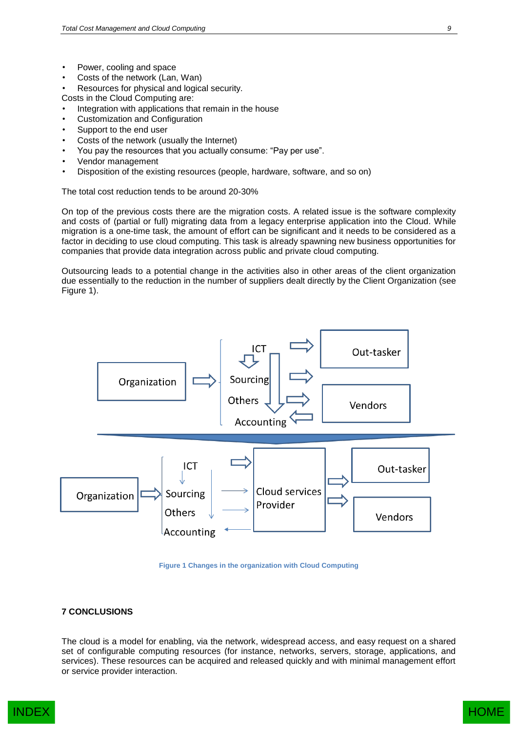- Power, cooling and space
- Costs of the network (Lan, Wan)
- Resources for physical and logical security.

Costs in the Cloud Computing are:

- Integration with applications that remain in the house
- Customization and Configuration
- Support to the end user
- Costs of the network (usually the Internet)
- You pay the resources that you actually consume: "Pay per use".
- Vendor management
- Disposition of the existing resources (people, hardware, software, and so on)

The total cost reduction tends to be around 20-30%

On top of the previous costs there are the migration costs. A related issue is the software complexity and costs of (partial or full) migrating data from a legacy enterprise application into the Cloud. While migration is a one-time task, the amount of effort can be significant and it needs to be considered as a factor in deciding to use cloud computing. This task is already spawning new business opportunities for companies that provide data integration across public and private cloud computing.

Outsourcing leads to a potential change in the activities also in other areas of the client organization due essentially to the reduction in the number of suppliers dealt directly by the Client Organization (see Figure 1).

**Figure 1 Changes in the organization with Cloud Computing**

## 7 CONCLUSIONS

The cloud is a model for enabling, via the network, widespread access, and easy request on a shared set of configurable computing resources (for instance, networks, servers, storage, applications, and services). These resources can be acquired and released quickly and with minimal management effort or service provider interaction.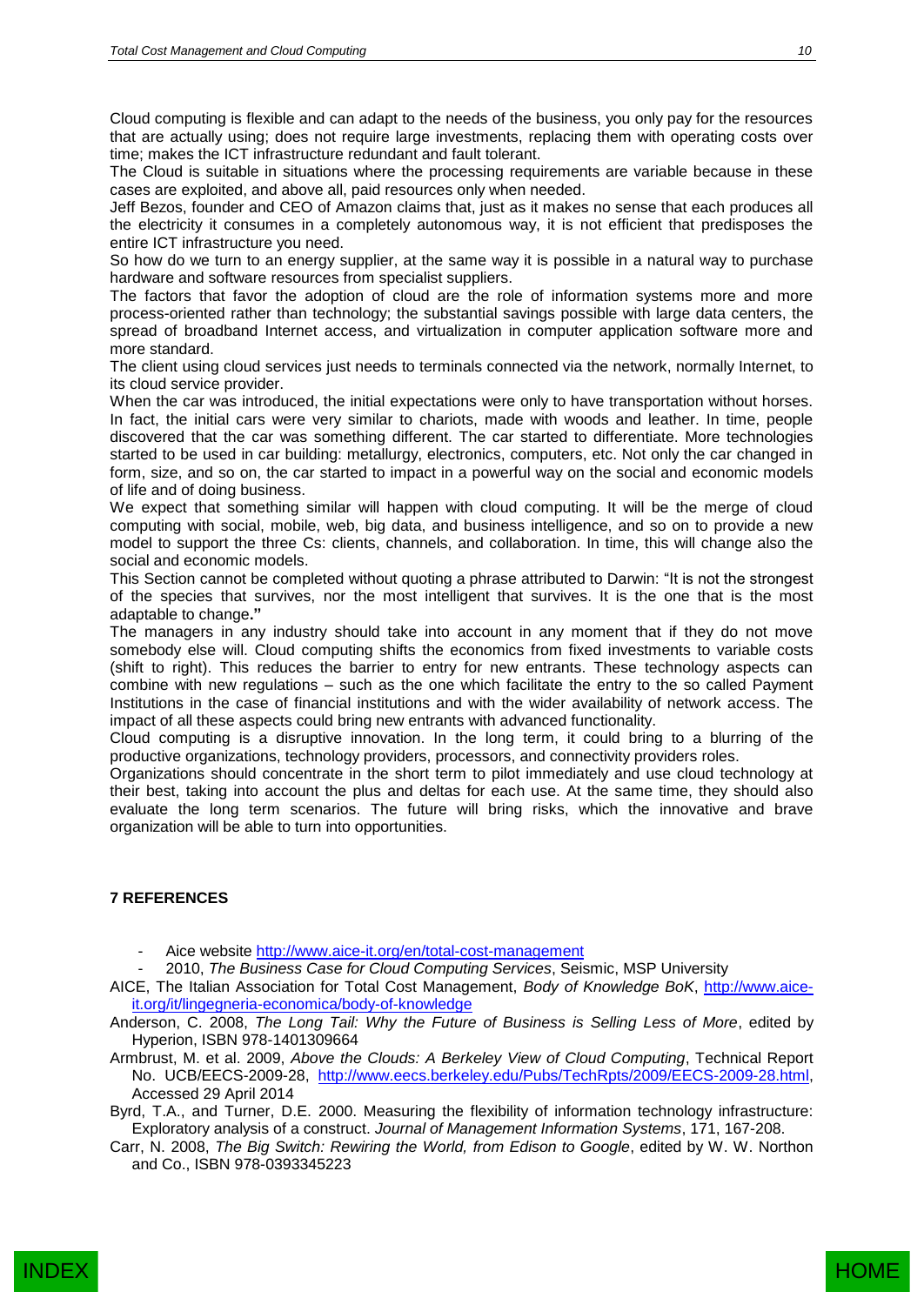Cloud computing is flexible and can adapt to the needs of the business, you only pay for the resources that are actually using; does not require large investments, replacing them with operating costs over time; makes the ICT infrastructure redundant and fault tolerant.

The Cloud is suitable in situations where the processing requirements are variable because in these cases are exploited, and above all, paid resources only when needed.

Jeff Bezos, founder and CEO of Amazon claims that, just as it makes no sense that each produces all the electricity it consumes in a completely autonomous way, it is not efficient that predisposes the entire ICT infrastructure you need.

So how do we turn to an energy supplier, at the same way it is possible in a natural way to purchase hardware and software resources from specialist suppliers.

The factors that favor the adoption of cloud are the role of information systems more and more process-oriented rather than technology; the substantial savings possible with large data centers, the spread of broadband Internet access, and virtualization in computer application software more and more standard.

The client using cloud services just needs to terminals connected via the network, normally Internet, to its cloud service provider.

When the car was introduced, the initial expectations were only to have transportation without horses. In fact, the initial cars were very similar to chariots, made with woods and leather. In time, people discovered that the car was something different. The car started to differentiate. More technologies started to be used in car building: metallurgy, electronics, computers, etc. Not only the car changed in form, size, and so on, the car started to impact in a powerful way on the social and economic models of life and of doing business.

We expect that something similar will happen with cloud computing. It will be the merge of cloud computing with social, mobile, web, big data, and business intelligence, and so on to provide a new model to support the three Cs: clients, channels, and collaboration. In time, this will change also the social and economic models.

This Section cannot be completed without quoting a phrase attributed to Darwin: "It is not the strongest of the species that survives, nor the most intelligent that survives. It is the one that is the most adaptable to change**."**

The managers in any industry should take into account in any moment that if they do not move somebody else will. Cloud computing shifts the economics from fixed investments to variable costs (shift to right). This reduces the barrier to entry for new entrants. These technology aspects can combine with new regulations – such as the one which facilitate the entry to the so called Payment Institutions in the case of financial institutions and with the wider availability of network access. The impact of all these aspects could bring new entrants with advanced functionality.

Cloud computing is a disruptive innovation. In the long term, it could bring to a blurring of the productive organizations, technology providers, processors, and connectivity providers roles.

Organizations should concentrate in the short term to pilot immediately and use cloud technology at their best, taking into account the plus and deltas for each use. At the same time, they should also evaluate the long term scenarios. The future will bring risks, which the innovative and brave organization will be able to turn into opportunities.

## 7 REFERENCES

- Aice website http://www.aice-it.org/en/total-cost-management
- 2010, *The Business Case for Cloud Computing Services*, Seismic, MSP University

AICE, The Italian Association for Total Cost Management, *Body of Knowledge BoK*, http://www.aice-it.org/it/lingegneria-economica/body-of-knowledge

Anderson, C. 2008, *The Long Tail: Why the Future of Business is Selling Less of More*, edited by Hyperion, ISBN 978-1401309664

Armbrust, M. et al. 2009, *Above the Clouds: A Berkeley View of Cloud Computing*, Technical Report No. UCB/EECS-2009-28, http://www.eecs.berkeley.edu/Pubs/TechRpts/2009/EECS-2009-28.html, Accessed 29 April 2014

Byrd, T.A., and Turner, D.E. 2000. Measuring the flexibility of information technology infrastructure: Exploratory analysis of a construct. *Journal of Management Information Systems*, 171, 167-208.

Carr, N. 2008, *The Big Switch: Rewiring the World, from Edison to Google*, edited by W. W. Northon and Co., ISBN 978-0393345223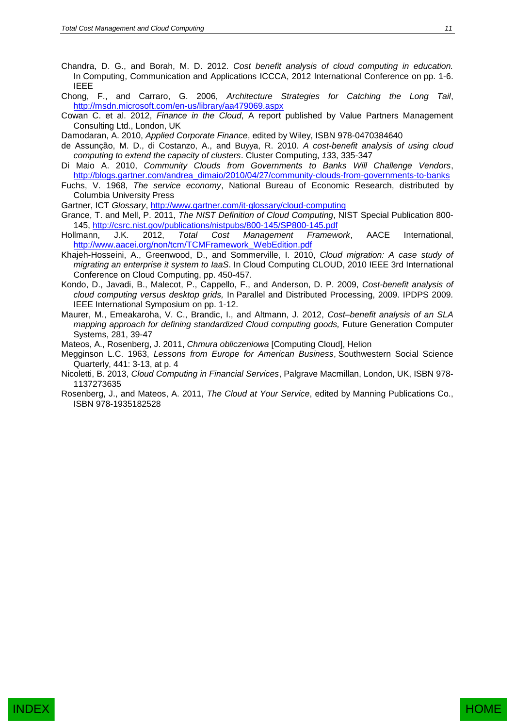Chandra, D. G., and Borah, M. D. 2012. *Cost benefit analysis of cloud computing in education.* In Computing, Communication and Applications ICCCA, 2012 International Conference on pp. 1-6. IEEE

Chong, F., and Carraro, G. 2006, *Architecture Strategies for Catching the Long Tail*, http://msdn.microsoft.com/en-us/library/aa479069.aspx

Cowan C. et al. 2012, *Finance in the Cloud*, A report published by Value Partners Management Consulting Ltd., London, UK

Damodaran, A. 2010, *Applied Corporate Finance*, edited by Wiley, ISBN 978-0470384640

de Assunção, M. D., di Costanzo, A., and Buyya, R. 2010. *A cost-benefit analysis of using cloud computing to extend the capacity of clusters*. Cluster Computing, *13*3, 335-347

Di Maio A. 2010, *Community Clouds from Governments to Banks Will Challenge Vendors*, http://blogs.gartner.com/andrea_dimaio/2010/04/27/community-clouds-from-governments-to-banks

Fuchs, V. 1968, *The service economy*, National Bureau of Economic Research, distributed by Columbia University Press

Gartner, ICT *Glossary*, http://www.gartner.com/it-glossary/cloud-computing

Grance, T. and Mell, P. 2011, *The NIST Definition of Cloud Computing*, NIST Special Publication 800-145, http://csrc.nist.gov/publications/nistpubs/800-145/SP800-145.pdf

Hollmann, J.K. 2012, *Total Cost Management Framework*, AACE International, http://www.aacei.org/non/tcm/TCMFramework_WebEdition.pdf

Khajeh-Hosseini, A., Greenwood, D., and Sommerville, I. 2010, *Cloud migration: A case study of migrating an enterprise it system to IaaS*. In Cloud Computing CLOUD, 2010 IEEE 3rd International Conference on Cloud Computing, pp. 450-457.

Kondo, D., Javadi, B., Malecot, P., Cappello, F., and Anderson, D. P. 2009, *Cost-benefit analysis of cloud computing versus desktop grids,* In Parallel and Distributed Processing, 2009. IPDPS 2009. IEEE International Symposium on pp. 1-12.

Maurer, M., Emeakaroha, V. C., Brandic, I., and Altmann, J. 2012, *Cost–benefit analysis of an SLA mapping approach for defining standardized Cloud computing goods,* Future Generation Computer Systems, 281, 39-47

Mateos, A., Rosenberg, J. 2011, *Chmura obliczeniowa* [Computing Cloud], Helion

Megginson L.C. 1963, *Lessons from Europe for American Business*, Southwestern Social Science Quarterly, 441: 3-13, at p. 4

Nicoletti, B. 2013, *Cloud Computing in Financial Services*, Palgrave Macmillan, London, UK, ISBN 978-1137273635

Rosenberg, J., and Mateos, A. 2011, *The Cloud at Your Service*, edited by Manning Publications Co., ISBN 978-1935182528